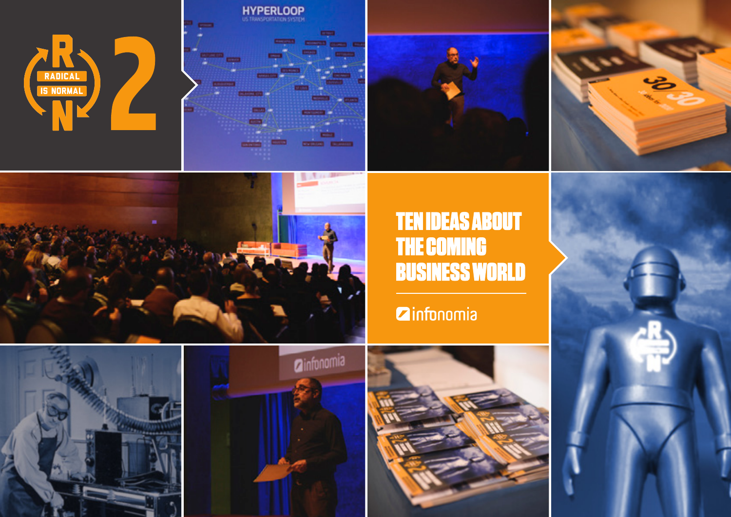# RADICAL IS NORMAL 2

# TEN IDEAS ABOUT THE COMING BUSINESS WORLD

infonomia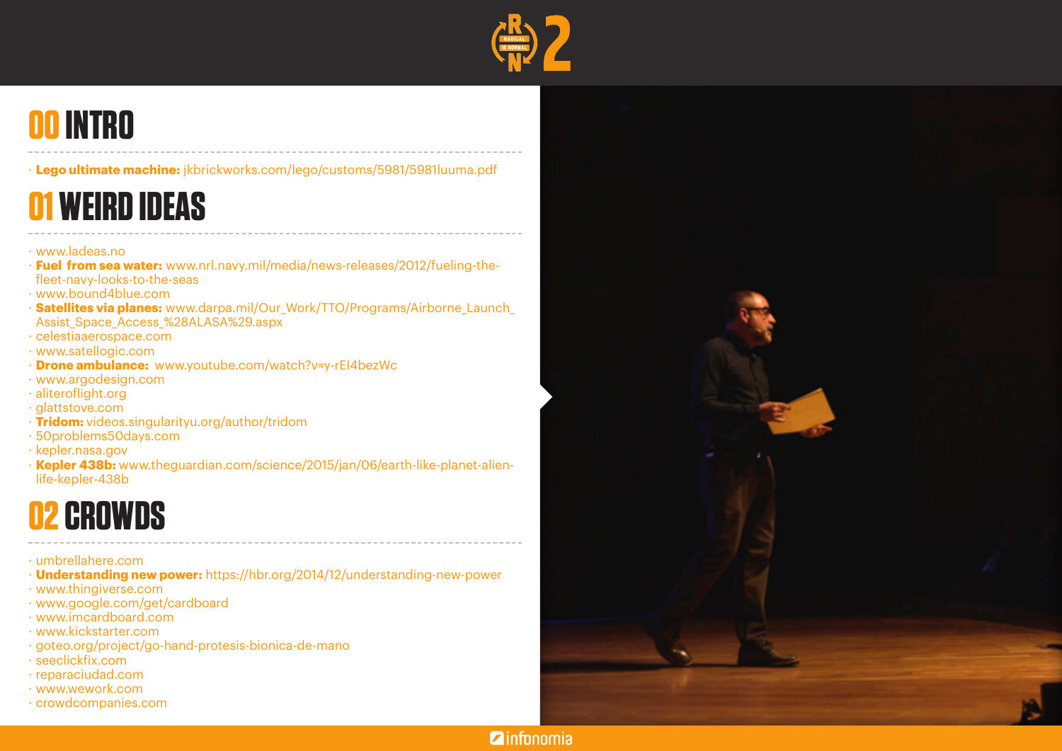# 00 INTRO

- **Lego ultimate machine:** jkbrickworks.com/lego/customs/5981/5981luuma.pdf

# 01 WEIRD IDEAS

- www.ladeas.no
- **Fuel from sea water:** www.nrl.navy.mil/media/news-releases/2012/fueling-the-fleet-navy-looks-to-the-seas
- www.bound4blue.com
- **Satellites via planes:** www.darpa.mil/Our_Work/TTO/Programs/Airborne_Launch_Assist_Space_Access_%28ALASA%29.aspx
- celestiaaerospace.com
- www.satellogic.com
- **Drone ambulance:** www.youtube.com/watch?v=y-rEI4bezWc
- www.argodesign.com
- aliteroflight.org
- glattstove.com
- **Tridom:** videos.singularityu.org/author/tridom
- 50problems50days.com
- kepler.nasa.gov
- **Kepler 438b:** www.theguardian.com/science/2015/jan/06/earth-like-planet-alien-life-kepler-438b

# 02 CROWDS

- umbrellahere.com
- **Understanding new power:** https://hbr.org/2014/12/understanding-new-power
- www.thingiverse.com
- www.google.com/get/cardboard
- www.imcardboard.com
- www.kickstarter.com
- goteo.org/project/go-hand-protesis-bionica-de-mano
- seeclickfix.com
- reparaciudad.com
- www.wework.com
- crowdcompanies.com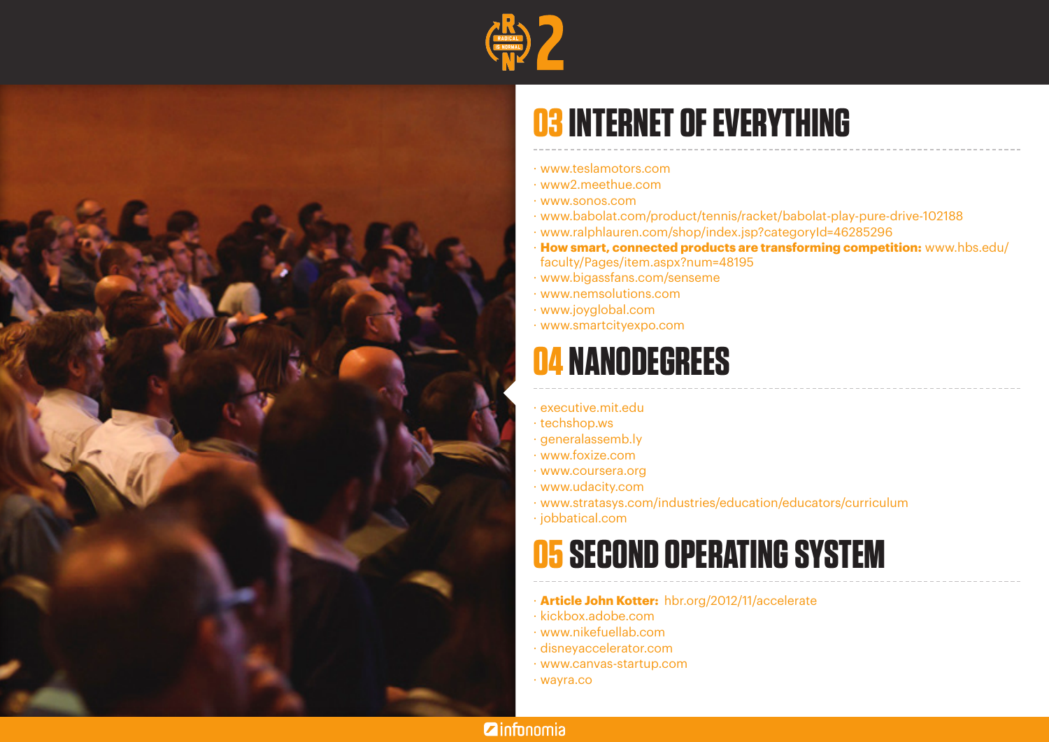## 03 INTERNET OF EVERYTHING

- www.teslamotors.com
- www2.meethue.com
- www.sonos.com
- www.babolat.com/product/tennis/racket/babolat-play-pure-drive-102188
- www.ralphlauren.com/shop/index.jsp?categoryId=46285296
- **How smart, connected products are transforming competition:** www.hbs.edu/faculty/Pages/item.aspx?num=48195
- www.bigassfans.com/senseme
- www.nemsolutions.com
- www.joyglobal.com
- www.smartcityexpo.com

## 04 NANODEGREES

- executive.mit.edu
- techshop.ws
- generalassemb.ly
- www.foxize.com
- www.coursera.org
- www.udacity.com
- www.stratasys.com/industries/education/educators/curriculum
- jobbatical.com

## 05 SECOND OPERATING SYSTEM

- **Article John Kotter:** hbr.org/2012/11/accelerate
- kickbox.adobe.com
- www.nikefuellab.com
- disneyaccelerator.com
- www.canvas-startup.com
- wayra.co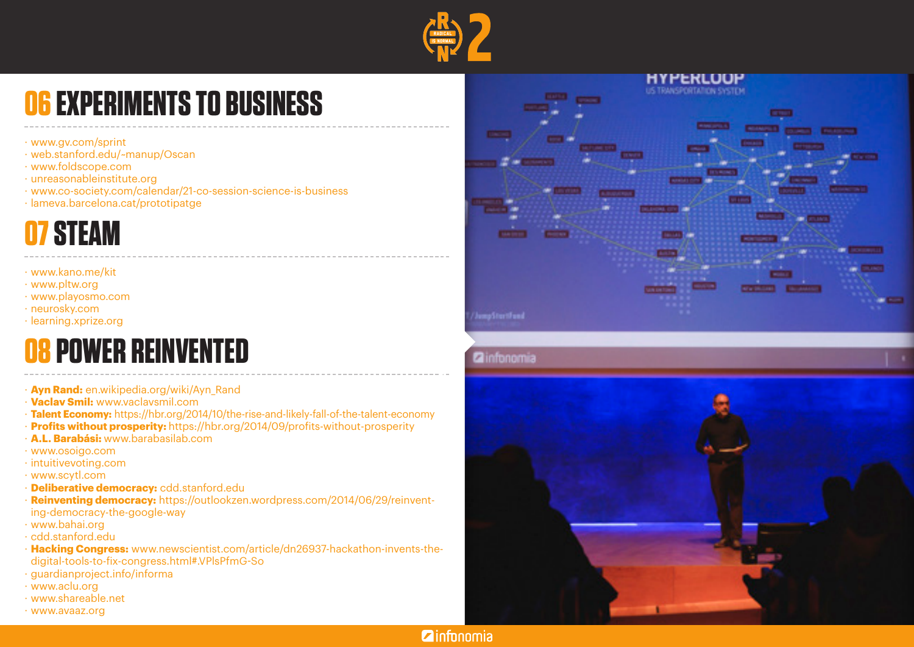## 06 EXPERIMENTS TO BUSINESS

- www.gv.com/sprint
- web.stanford.edu/~manup/Oscan
- www.foldscope.com
- unreasonableinstitute.org
- www.co-society.com/calendar/21-co-session-science-is-business
- lameva.barcelona.cat/prototipatge

## 07 STEAM

- www.kano.me/kit
- www.pltw.org
- www.playosmo.com
- neurosky.com
- learning.xprize.org

## 08 POWER REINVENTED

- **Ayn Rand:** en.wikipedia.org/wiki/Ayn_Rand
- **Vaclav Smil:** www.vaclavsmil.com
- **Talent Economy:** https://hbr.org/2014/10/the-rise-and-likely-fall-of-the-talent-economy
- **Profits without prosperity:** https://hbr.org/2014/09/profits-without-prosperity
- **A.L. Barabási:** www.barabasilab.com
- www.osoigo.com
- intuitivevoting.com
- www.scytl.com
- **Deliberative democracy:** cdd.stanford.edu
- **Reinventing democracy:** https://outlookzen.wordpress.com/2014/06/29/reinventing-democracy-the-google-way
- www.bahai.org
- cdd.stanford.edu
- **Hacking Congress:** www.newscientist.com/article/dn26937-hackathon-invents-the-digital-tools-to-fix-congress.html#.VPlsPfmG-So
- guardianproject.info/informa
- www.aclu.org
- www.shareable.net
- www.avaaz.org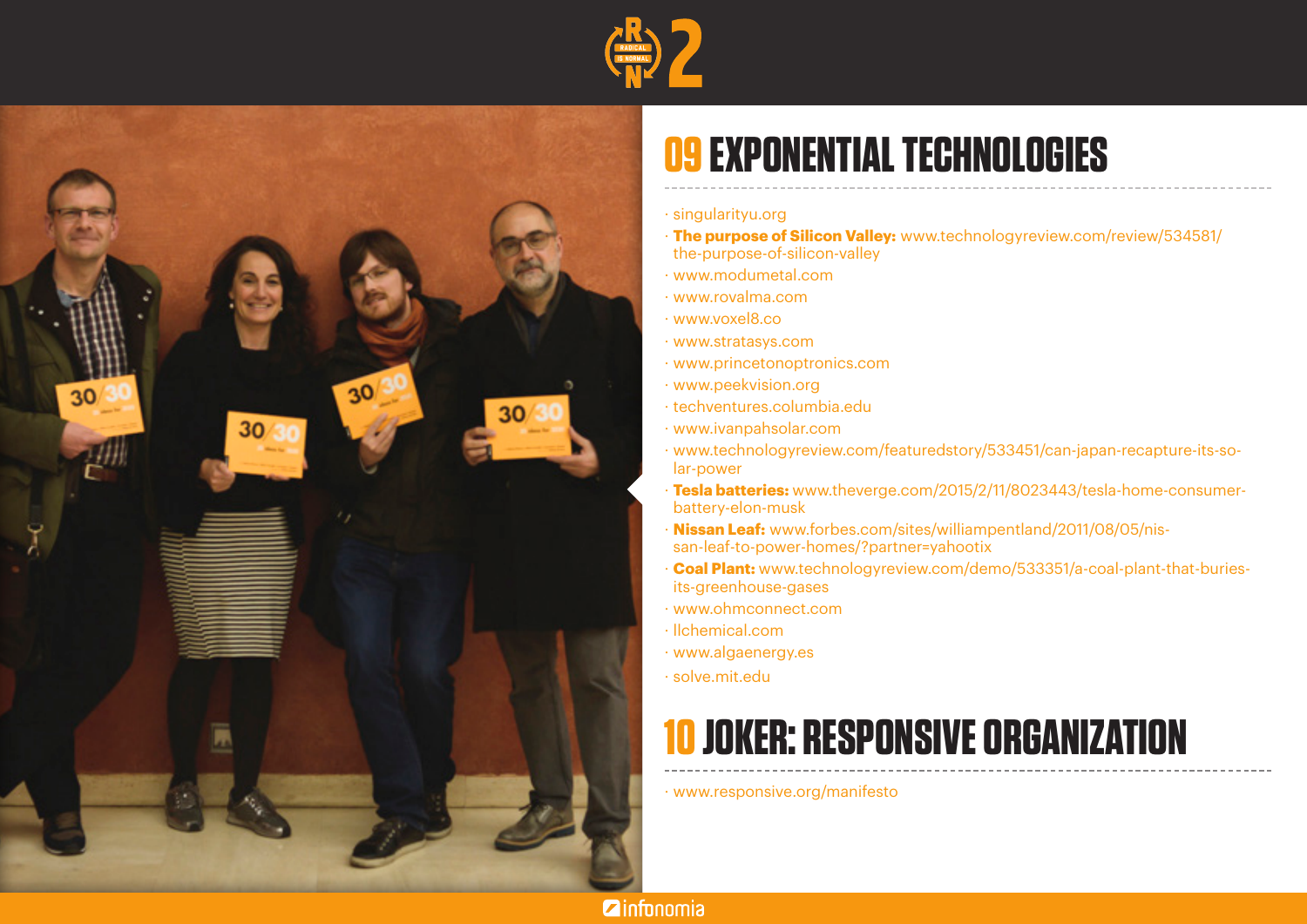## 09 EXPONENTIAL TECHNOLOGIES

- singularityu.org
- **The purpose of Silicon Valley:** www.technologyreview.com/review/534581/the-purpose-of-silicon-valley
- www.modumetal.com
- www.rovalma.com
- www.voxel8.co
- www.stratasys.com
- www.princetonoptronics.com
- www.peekvision.org
- techventures.columbia.edu
- www.ivanpahsolar.com
- www.technologyreview.com/featuredstory/533451/can-japan-recapture-its-solar-power
- **Tesla batteries:** www.theverge.com/2015/2/11/8023443/tesla-home-consumer-battery-elon-musk
- **Nissan Leaf:** www.forbes.com/sites/williampentland/2011/08/05/nissan-leaf-to-power-homes/?partner=yahootix
- **Coal Plant:** www.technologyreview.com/demo/533351/a-coal-plant-that-buries-its-greenhouse-gases
- www.ohmconnect.com
- llchemical.com
- www.algaenergy.es
- solve.mit.edu

## 10 JOKER: RESPONSIVE ORGANIZATION

- www.responsive.org/manifesto